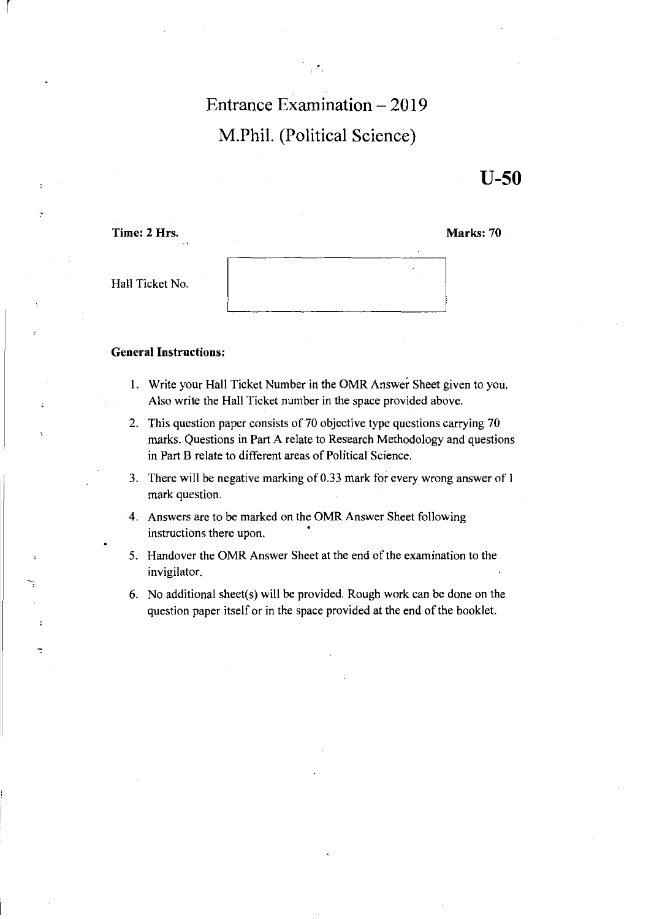# Entrance Examination – 2019

## M.Phil. (Political Science)

**U-50**

**Time: 2 Hrs.** **Marks: 70**

Hall Ticket No.

| |
|---|

**General Instructions:**

1. Write your Hall Ticket Number in the OMR Answer Sheet given to you. Also write the Hall Ticket number in the space provided above.
2. This question paper consists of 70 objective type questions carrying 70 marks. Questions in Part A relate to Research Methodology and questions in Part B relate to different areas of Political Science.
3. There will be negative marking of 0.33 mark for every wrong answer of 1 mark question.
4. Answers are to be marked on the OMR Answer Sheet following instructions there upon.
5. Handover the OMR Answer Sheet at the end of the examination to the invigilator.
6. No additional sheet(s) will be provided. Rough work can be done on the question paper itself or in the space provided at the end of the booklet.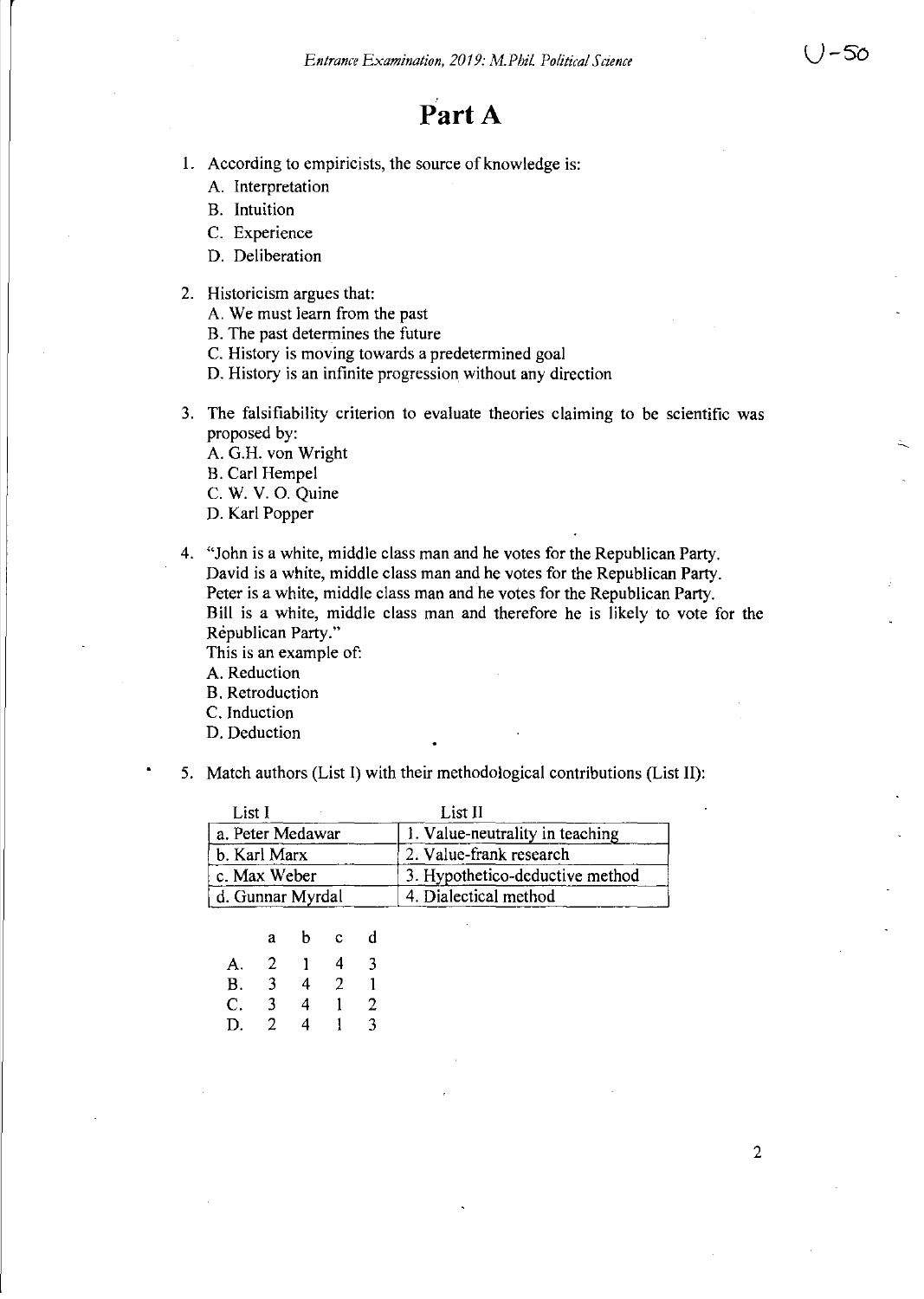# Part A

1. According to empiricists, the source of knowledge is:
   A. Interpretation
   B. Intuition
   C. Experience
   D. Deliberation

2. Historicism argues that:
   A. We must learn from the past
   B. The past determines the future
   C. History is moving towards a predetermined goal
   D. History is an infinite progression without any direction

3. The falsifiability criterion to evaluate theories claiming to be scientific was proposed by:
   A. G.H. von Wright
   B. Carl Hempel
   C. W. V. O. Quine
   D. Karl Popper

4. "John is a white, middle class man and he votes for the Republican Party.
   David is a white, middle class man and he votes for the Republican Party.
   Peter is a white, middle class man and he votes for the Republican Party.
   Bill is a white, middle class man and therefore he is likely to vote for the Republican Party."
   This is an example of:
   A. Reduction
   B. Retroduction
   C. Induction
   D. Deduction

5. Match authors (List I) with their methodological contributions (List II):

| List I | List II |
|---|---|
| a. Peter Medawar | 1. Value-neutrality in teaching |
| b. Karl Marx | 2. Value-frank research |
| c. Max Weber | 3. Hypothetico-deductive method |
| d. Gunnar Myrdal | 4. Dialectical method |

|  | a | b | c | d |
|---|---|---|---|---|
| A. | 2 | 1 | 4 | 3 |
| B. | 3 | 4 | 2 | 1 |
| C. | 3 | 4 | 1 | 2 |
| D. | 2 | 4 | 1 | 3 |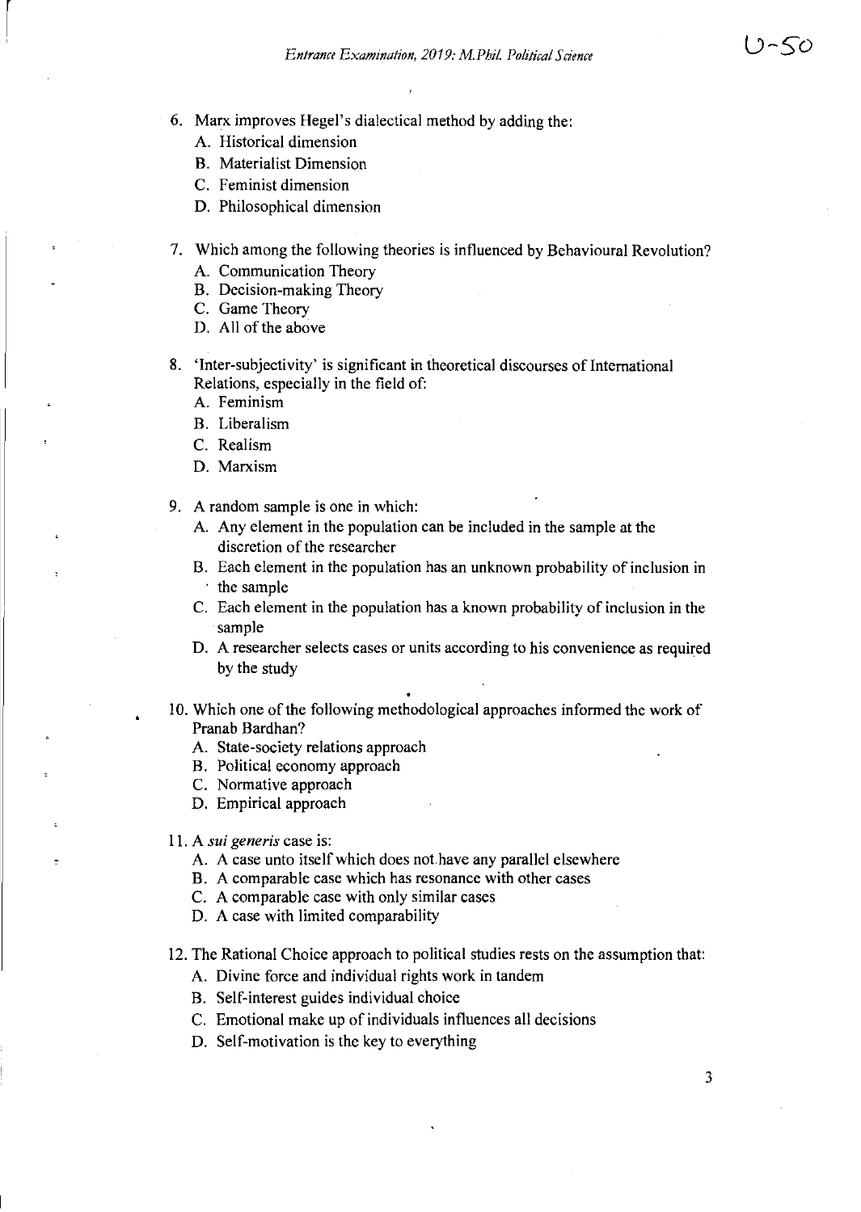6. Marx improves Hegel's dialectical method by adding the:
   A. Historical dimension
   B. Materialist Dimension
   C. Feminist dimension
   D. Philosophical dimension

7. Which among the following theories is influenced by Behavioural Revolution?
   A. Communication Theory
   B. Decision-making Theory
   C. Game Theory
   D. All of the above

8. 'Inter-subjectivity' is significant in theoretical discourses of International Relations, especially in the field of:
   A. Feminism
   B. Liberalism
   C. Realism
   D. Marxism

9. A random sample is one in which:
   A. Any element in the population can be included in the sample at the discretion of the researcher
   B. Each element in the population has an unknown probability of inclusion in the sample
   C. Each element in the population has a known probability of inclusion in the sample
   D. A researcher selects cases or units according to his convenience as required by the study

10. Which one of the following methodological approaches informed the work of Pranab Bardhan?
    A. State-society relations approach
    B. Political economy approach
    C. Normative approach
    D. Empirical approach

11. A *sui generis* case is:
    A. A case unto itself which does not have any parallel elsewhere
    B. A comparable case which has resonance with other cases
    C. A comparable case with only similar cases
    D. A case with limited comparability

12. The Rational Choice approach to political studies rests on the assumption that:
    A. Divine force and individual rights work in tandem
    B. Self-interest guides individual choice
    C. Emotional make up of individuals influences all decisions
    D. Self-motivation is the key to everything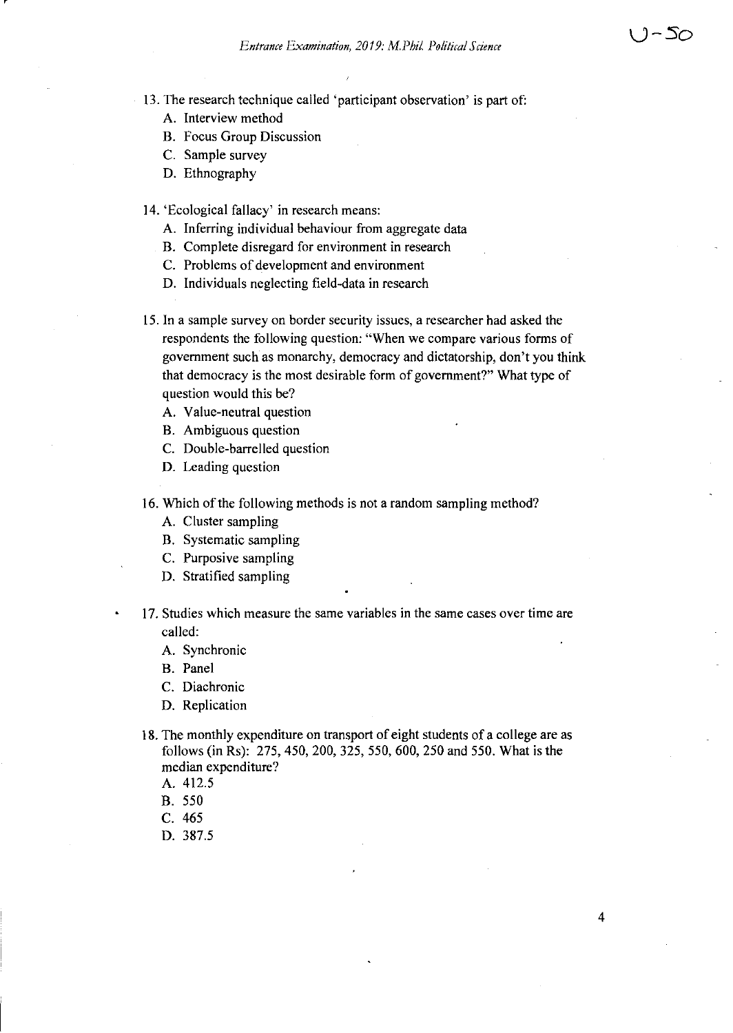13. The research technique called 'participant observation' is part of:
   A. Interview method
   B. Focus Group Discussion
   C. Sample survey
   D. Ethnography

14. 'Ecological fallacy' in research means:
   A. Inferring individual behaviour from aggregate data
   B. Complete disregard for environment in research
   C. Problems of development and environment
   D. Individuals neglecting field-data in research

15. In a sample survey on border security issues, a researcher had asked the respondents the following question: "When we compare various forms of government such as monarchy, democracy and dictatorship, don't you think that democracy is the most desirable form of government?" What type of question would this be?
   A. Value-neutral question
   B. Ambiguous question
   C. Double-barrelled question
   D. Leading question

16. Which of the following methods is not a random sampling method?
   A. Cluster sampling
   B. Systematic sampling
   C. Purposive sampling
   D. Stratified sampling

17. Studies which measure the same variables in the same cases over time are called:
   A. Synchronic
   B. Panel
   C. Diachronic
   D. Replication

18. The monthly expenditure on transport of eight students of a college are as follows (in Rs): 275, 450, 200, 325, 550, 600, 250 and 550. What is the median expenditure?
   A. 412.5
   B. 550
   C. 465
   D. 387.5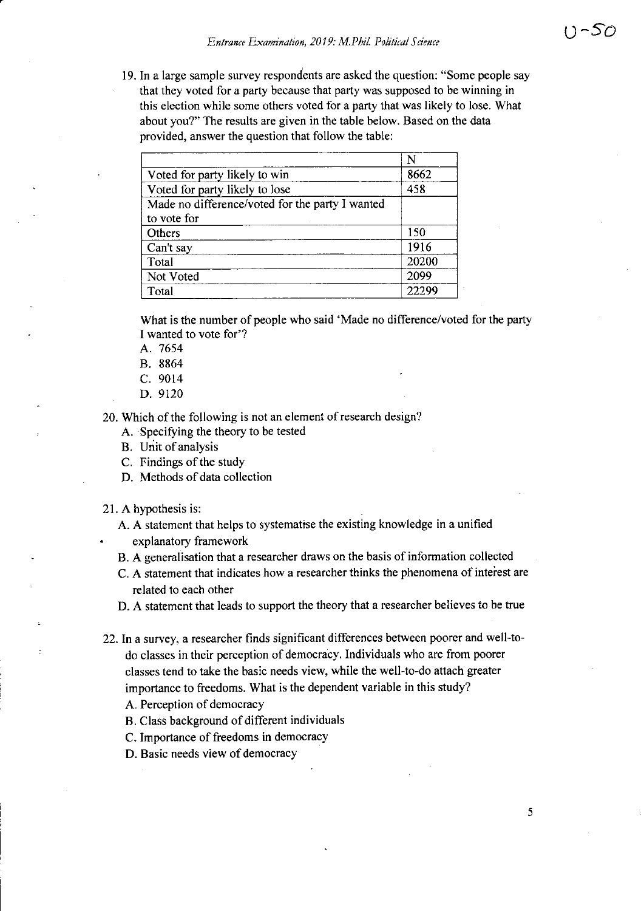19. In a large sample survey respondents are asked the question: "Some people say that they voted for a party because that party was supposed to be winning in this election while some others voted for a party that was likely to lose. What about you?" The results are given in the table below. Based on the data provided, answer the question that follow the table:

| | N |
|---|---|
| Voted for party likely to win | 8662 |
| Voted for party likely to lose | 458 |
| Made no difference/voted for the party I wanted to vote for | |
| Others | 150 |
| Can't say | 1916 |
| Total | 20200 |
| Not Voted | 2099 |
| Total | 22299 |

What is the number of people who said 'Made no difference/voted for the party I wanted to vote for'?

A. 7654
B. 8864
C. 9014
D. 9120

20. Which of the following is not an element of research design?
   A. Specifying the theory to be tested
   B. Unit of analysis
   C. Findings of the study
   D. Methods of data collection

21. A hypothesis is:
   A. A statement that helps to systematise the existing knowledge in a unified explanatory framework
   B. A generalisation that a researcher draws on the basis of information collected
   C. A statement that indicates how a researcher thinks the phenomena of interest are related to each other
   D. A statement that leads to support the theory that a researcher believes to be true

22. In a survey, a researcher finds significant differences between poorer and well-to-do classes in their perception of democracy. Individuals who are from poorer classes tend to take the basic needs view, while the well-to-do attach greater importance to freedoms. What is the dependent variable in this study?
   A. Perception of democracy
   B. Class background of different individuals
   C. Importance of freedoms in democracy
   D. Basic needs view of democracy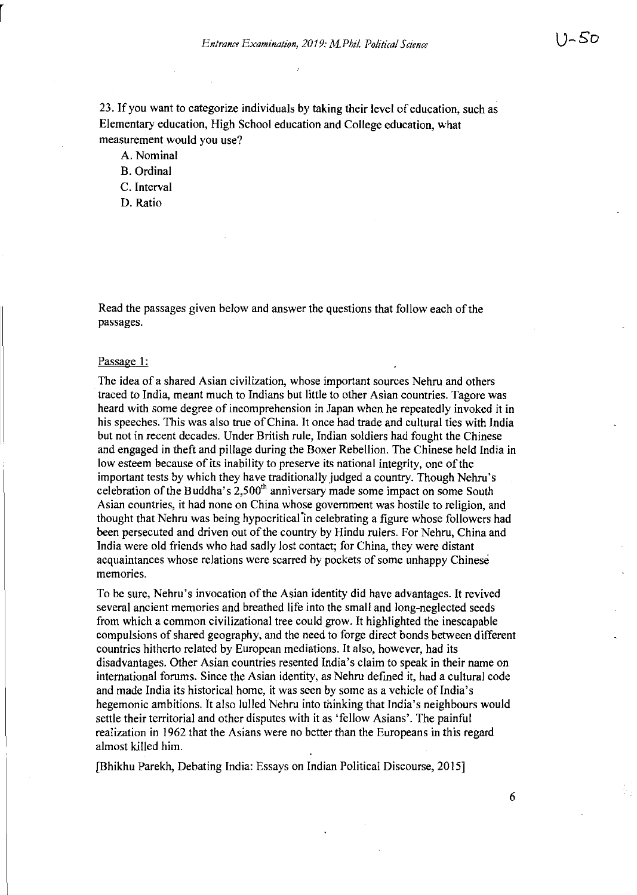23. If you want to categorize individuals by taking their level of education, such as Elementary education, High School education and College education, what measurement would you use?

A. Nominal
B. Ordinal
C. Interval
D. Ratio

Read the passages given below and answer the questions that follow each of the passages.

Passage 1:

The idea of a shared Asian civilization, whose important sources Nehru and others traced to India, meant much to Indians but little to other Asian countries. Tagore was heard with some degree of incomprehension in Japan when he repeatedly invoked it in his speeches. This was also true of China. It once had trade and cultural ties with India but not in recent decades. Under British rule, Indian soldiers had fought the Chinese and engaged in theft and pillage during the Boxer Rebellion. The Chinese held India in low esteem because of its inability to preserve its national integrity, one of the important tests by which they have traditionally judged a country. Though Nehru's celebration of the Buddha's 2,500[th] anniversary made some impact on some South Asian countries, it had none on China whose government was hostile to religion, and thought that Nehru was being hypocritical in celebrating a figure whose followers had been persecuted and driven out of the country by Hindu rulers. For Nehru, China and India were old friends who had sadly lost contact; for China, they were distant acquaintances whose relations were scarred by pockets of some unhappy Chinese memories.

To be sure, Nehru's invocation of the Asian identity did have advantages. It revived several ancient memories and breathed life into the small and long-neglected seeds from which a common civilizational tree could grow. It highlighted the inescapable compulsions of shared geography, and the need to forge direct bonds between different countries hitherto related by European mediations. It also, however, had its disadvantages. Other Asian countries resented India's claim to speak in their name on international forums. Since the Asian identity, as Nehru defined it, had a cultural code and made India its historical home, it was seen by some as a vehicle of India's hegemonic ambitions. It also lulled Nehru into thinking that India's neighbours would settle their territorial and other disputes with it as 'fellow Asians'. The painful realization in 1962 that the Asians were no better than the Europeans in this regard almost killed him.

[Bhikhu Parekh, Debating India: Essays on Indian Political Discourse, 2015]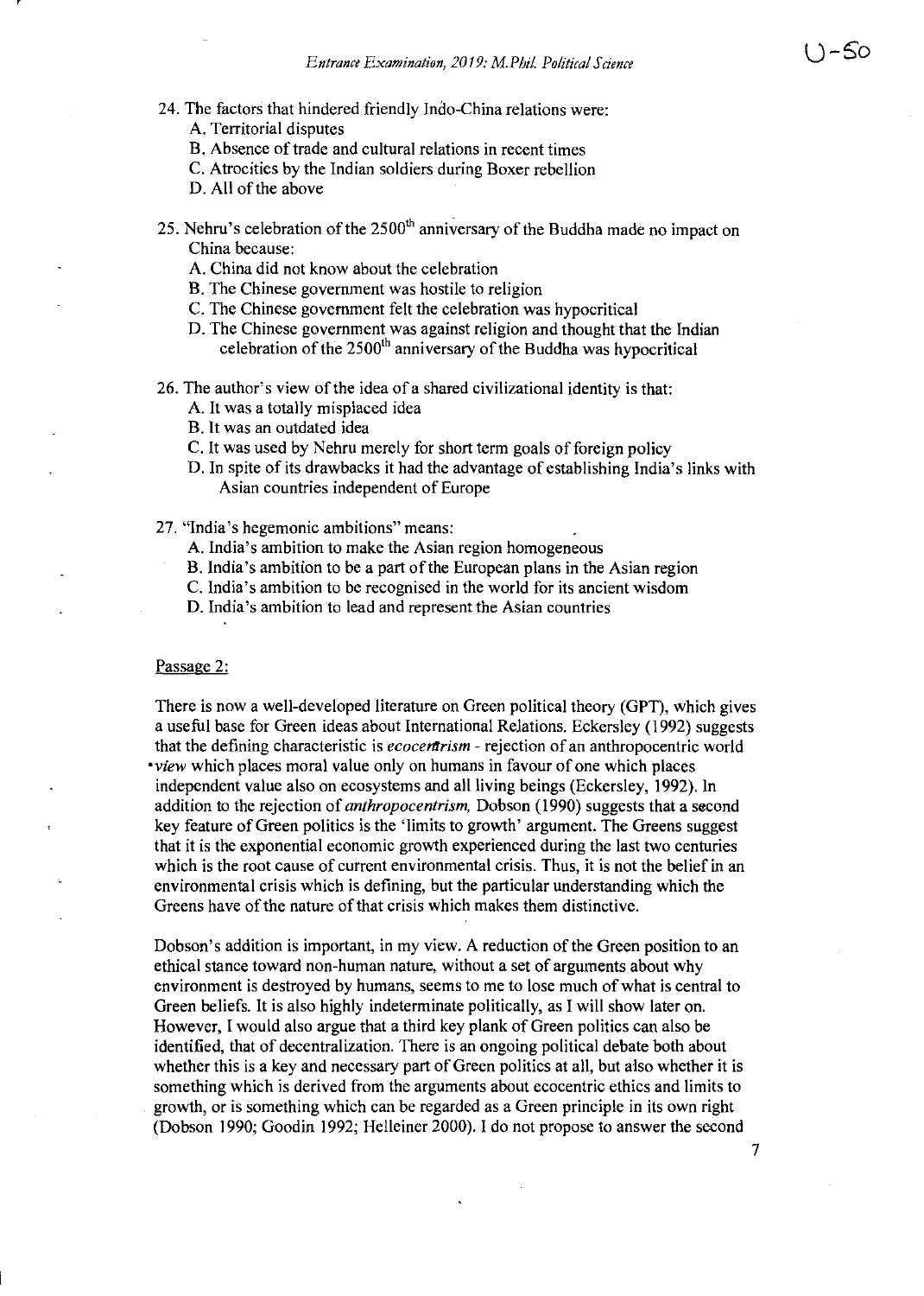24. The factors that hindered friendly Indo-China relations were:
    A. Territorial disputes
    B. Absence of trade and cultural relations in recent times
    C. Atrocities by the Indian soldiers during Boxer rebellion
    D. All of the above

25. Nehru's celebration of the 2500th anniversary of the Buddha made no impact on China because:
    A. China did not know about the celebration
    B. The Chinese government was hostile to religion
    C. The Chinese government felt the celebration was hypocritical
    D. The Chinese government was against religion and thought that the Indian celebration of the 2500th anniversary of the Buddha was hypocritical

26. The author's view of the idea of a shared civilizational identity is that:
    A. It was a totally misplaced idea
    B. It was an outdated idea
    C. It was used by Nehru merely for short term goals of foreign policy
    D. In spite of its drawbacks it had the advantage of establishing India's links with Asian countries independent of Europe

27. "India's hegemonic ambitions" means:
    A. India's ambition to make the Asian region homogeneous
    B. India's ambition to be a part of the European plans in the Asian region
    C. India's ambition to be recognised in the world for its ancient wisdom
    D. India's ambition to lead and represent the Asian countries

Passage 2:

There is now a well-developed literature on Green political theory (GPT), which gives a useful base for Green ideas about International Relations. Eckersley (1992) suggests that the defining characteristic is *ecocentrism* - rejection of an anthropocentric world *view* which places moral value only on humans in favour of one which places independent value also on ecosystems and all living beings (Eckersley, 1992). In addition to the rejection of *anthropocentrism,* Dobson (1990) suggests that a second key feature of Green politics is the 'limits to growth' argument. The Greens suggest that it is the exponential economic growth experienced during the last two centuries which is the root cause of current environmental crisis. Thus, it is not the belief in an environmental crisis which is defining, but the particular understanding which the Greens have of the nature of that crisis which makes them distinctive.

Dobson's addition is important, in my view. A reduction of the Green position to an ethical stance toward non-human nature, without a set of arguments about why environment is destroyed by humans, seems to me to lose much of what is central to Green beliefs. It is also highly indeterminate politically, as I will show later on. However, I would also argue that a third key plank of Green politics can also be identified, that of decentralization. There is an ongoing political debate both about whether this is a key and necessary part of Green politics at all, but also whether it is something which is derived from the arguments about ecocentric ethics and limits to growth, or is something which can be regarded as a Green principle in its own right (Dobson 1990; Goodin 1992; Helleiner 2000). I do not propose to answer the second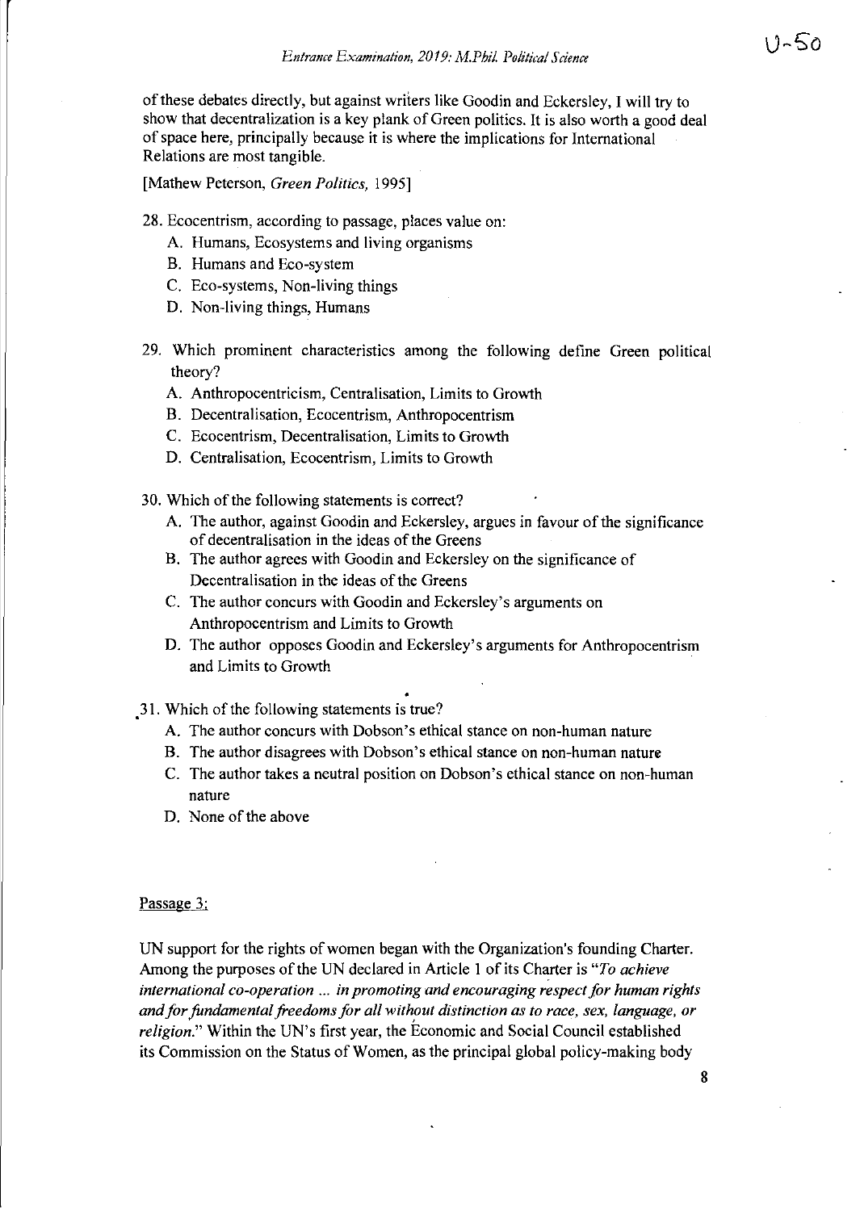of these debates directly, but against writers like Goodin and Eckersley, I will try to show that decentralization is a key plank of Green politics. It is also worth a good deal of space here, principally because it is where the implications for International Relations are most tangible.

[Mathew Peterson, *Green Politics,* 1995]

28. Ecocentrism, according to passage, places value on:
    - A. Humans, Ecosystems and living organisms
    - B. Humans and Eco-system
    - C. Eco-systems, Non-living things
    - D. Non-living things, Humans

29. Which prominent characteristics among the following define Green political theory?
    - A. Anthropocentricism, Centralisation, Limits to Growth
    - B. Decentralisation, Ecocentrism, Anthropocentrism
    - C. Ecocentrism, Decentralisation, Limits to Growth
    - D. Centralisation, Ecocentrism, Limits to Growth

30. Which of the following statements is correct?
    - A. The author, against Goodin and Eckersley, argues in favour of the significance of decentralisation in the ideas of the Greens
    - B. The author agrees with Goodin and Eckersley on the significance of Decentralisation in the ideas of the Greens
    - C. The author concurs with Goodin and Eckersley's arguments on Anthropocentrism and Limits to Growth
    - D. The author opposes Goodin and Eckersley's arguments for Anthropocentrism and Limits to Growth

31. Which of the following statements is true?
    - A. The author concurs with Dobson's ethical stance on non-human nature
    - B. The author disagrees with Dobson's ethical stance on non-human nature
    - C. The author takes a neutral position on Dobson's ethical stance on non-human nature
    - D. None of the above

Passage 3:

UN support for the rights of women began with the Organization's founding Charter. Among the purposes of the UN declared in Article 1 of its Charter is "*To achieve international co-operation ... in promoting and encouraging respect for human rights and for fundamental freedoms for all without distinction as to race, sex, language, or religion.*" Within the UN's first year, the Economic and Social Council established its Commission on the Status of Women, as the principal global policy-making body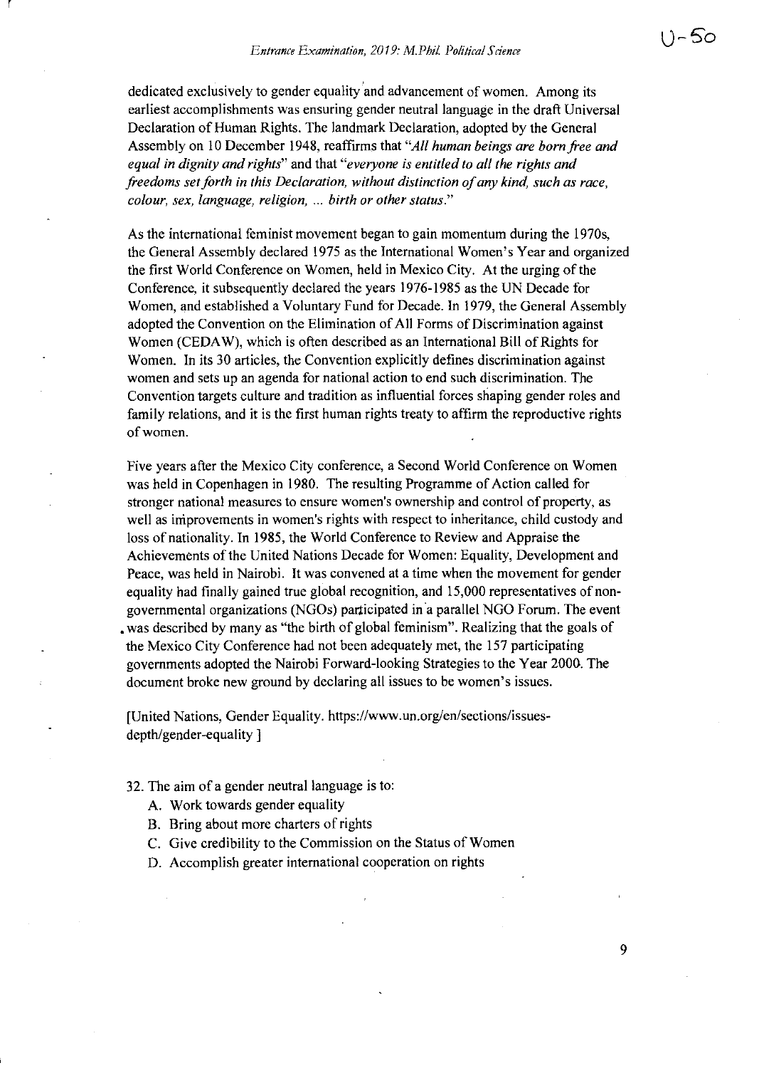dedicated exclusively to gender equality and advancement of women. Among its earliest accomplishments was ensuring gender neutral language in the draft Universal Declaration of Human Rights. The landmark Declaration, adopted by the General Assembly on 10 December 1948, reaffirms that "*All human beings are born free and equal in dignity and rights*" and that "*everyone is entitled to all the rights and freedoms set forth in this Declaration, without distinction of any kind, such as race, colour, sex, language, religion, ... birth or other status.*"

As the international feminist movement began to gain momentum during the 1970s, the General Assembly declared 1975 as the International Women's Year and organized the first World Conference on Women, held in Mexico City. At the urging of the Conference, it subsequently declared the years 1976-1985 as the UN Decade for Women, and established a Voluntary Fund for Decade. In 1979, the General Assembly adopted the Convention on the Elimination of All Forms of Discrimination against Women (CEDAW), which is often described as an International Bill of Rights for Women. In its 30 articles, the Convention explicitly defines discrimination against women and sets up an agenda for national action to end such discrimination. The Convention targets culture and tradition as influential forces shaping gender roles and family relations, and it is the first human rights treaty to affirm the reproductive rights of women.

Five years after the Mexico City conference, a Second World Conference on Women was held in Copenhagen in 1980. The resulting Programme of Action called for stronger national measures to ensure women's ownership and control of property, as well as improvements in women's rights with respect to inheritance, child custody and loss of nationality. In 1985, the World Conference to Review and Appraise the Achievements of the United Nations Decade for Women: Equality, Development and Peace, was held in Nairobi. It was convened at a time when the movement for gender equality had finally gained true global recognition, and 15,000 representatives of non-governmental organizations (NGOs) participated in a parallel NGO Forum. The event was described by many as "the birth of global feminism". Realizing that the goals of the Mexico City Conference had not been adequately met, the 157 participating governments adopted the Nairobi Forward-looking Strategies to the Year 2000. The document broke new ground by declaring all issues to be women's issues.

[United Nations, Gender Equality. https://www.un.org/en/sections/issues-depth/gender-equality ]

32. The aim of a gender neutral language is to:
    A. Work towards gender equality
    B. Bring about more charters of rights
    C. Give credibility to the Commission on the Status of Women
    D. Accomplish greater international cooperation on rights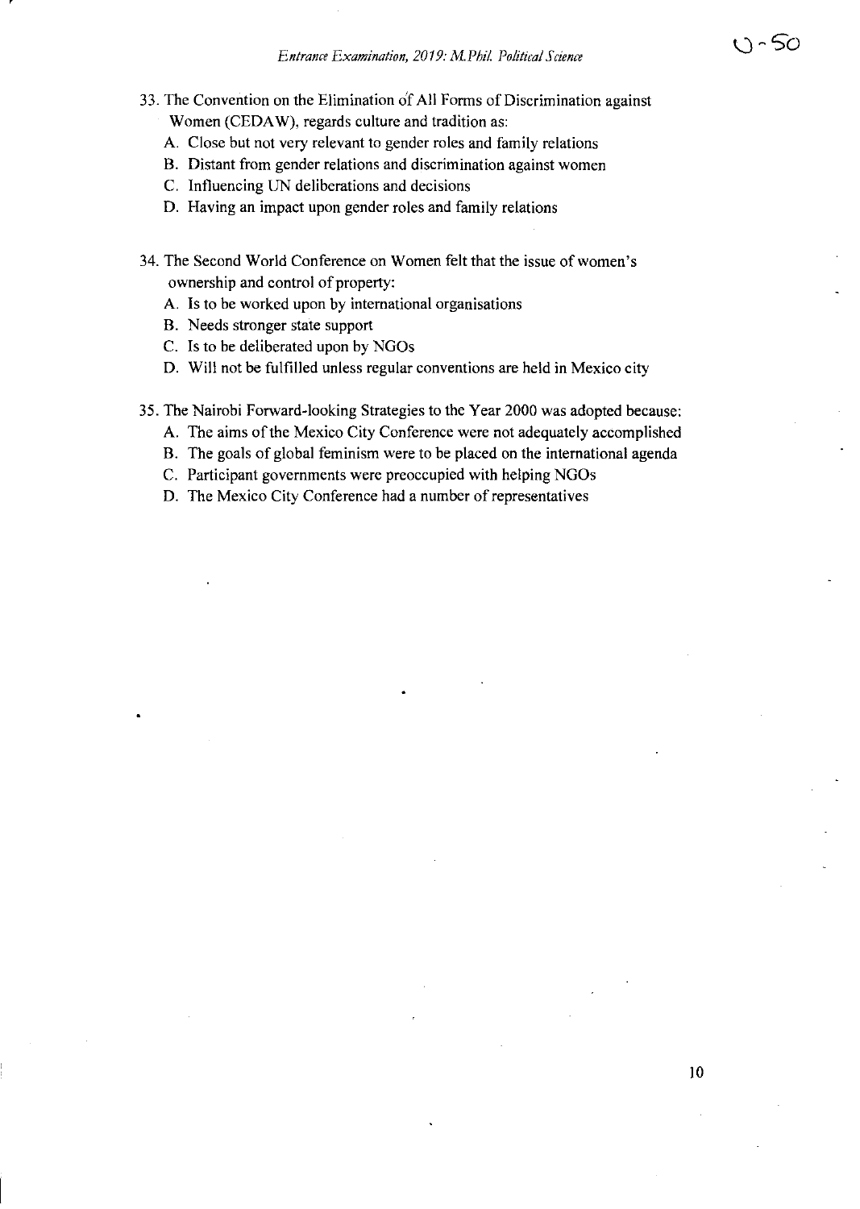33. The Convention on the Elimination of All Forms of Discrimination against Women (CEDAW), regards culture and tradition as:
   A. Close but not very relevant to gender roles and family relations
   B. Distant from gender relations and discrimination against women
   C. Influencing UN deliberations and decisions
   D. Having an impact upon gender roles and family relations

34. The Second World Conference on Women felt that the issue of women's ownership and control of property:
   A. Is to be worked upon by international organisations
   B. Needs stronger state support
   C. Is to be deliberated upon by NGOs
   D. Will not be fulfilled unless regular conventions are held in Mexico city

35. The Nairobi Forward-looking Strategies to the Year 2000 was adopted because:
   A. The aims of the Mexico City Conference were not adequately accomplished
   B. The goals of global feminism were to be placed on the international agenda
   C. Participant governments were preoccupied with helping NGOs
   D. The Mexico City Conference had a number of representatives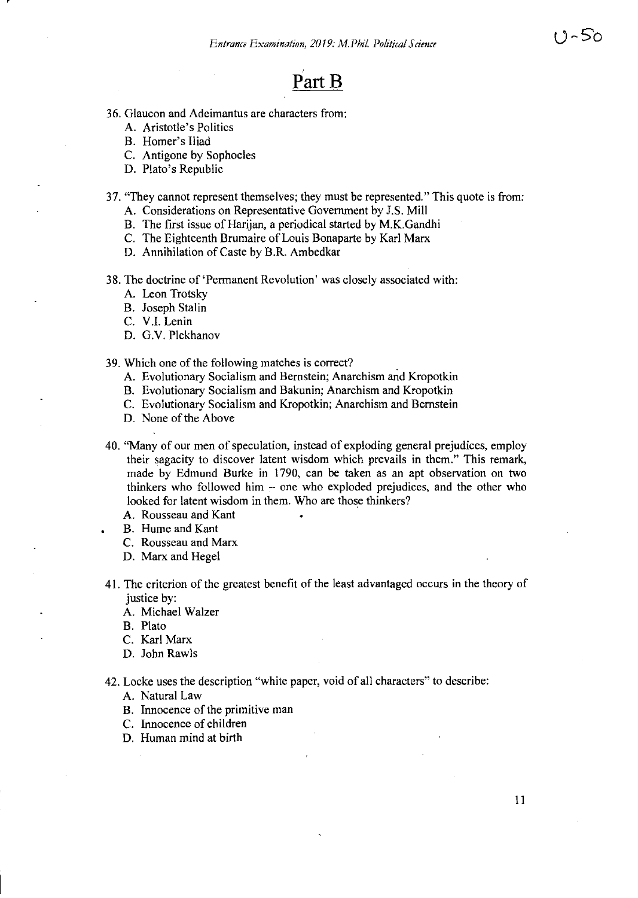# Part B

36. Glaucon and Adeimantus are characters from:
    A. Aristotle's Politics
    B. Homer's Iliad
    C. Antigone by Sophocles
    D. Plato's Republic

37. "They cannot represent themselves; they must be represented." This quote is from:
    A. Considerations on Representative Government by J.S. Mill
    B. The first issue of Harijan, a periodical started by M.K.Gandhi
    C. The Eighteenth Brumaire of Louis Bonaparte by Karl Marx
    D. Annihilation of Caste by B.R. Ambedkar

38. The doctrine of 'Permanent Revolution' was closely associated with:
    A. Leon Trotsky
    B. Joseph Stalin
    C. V.I. Lenin
    D. G.V. Plekhanov

39. Which one of the following matches is correct?
    A. Evolutionary Socialism and Bernstein; Anarchism and Kropotkin
    B. Evolutionary Socialism and Bakunin; Anarchism and Kropotkin
    C. Evolutionary Socialism and Kropotkin; Anarchism and Bernstein
    D. None of the Above

40. "Many of our men of speculation, instead of exploding general prejudices, employ their sagacity to discover latent wisdom which prevails in them." This remark, made by Edmund Burke in 1790, can be taken as an apt observation on two thinkers who followed him – one who exploded prejudices, and the other who looked for latent wisdom in them. Who are those thinkers?
    A. Rousseau and Kant
    B. Hume and Kant
    C. Rousseau and Marx
    D. Marx and Hegel

41. The criterion of the greatest benefit of the least advantaged occurs in the theory of justice by:
    A. Michael Walzer
    B. Plato
    C. Karl Marx
    D. John Rawls

42. Locke uses the description "white paper, void of all characters" to describe:
    A. Natural Law
    B. Innocence of the primitive man
    C. Innocence of children
    D. Human mind at birth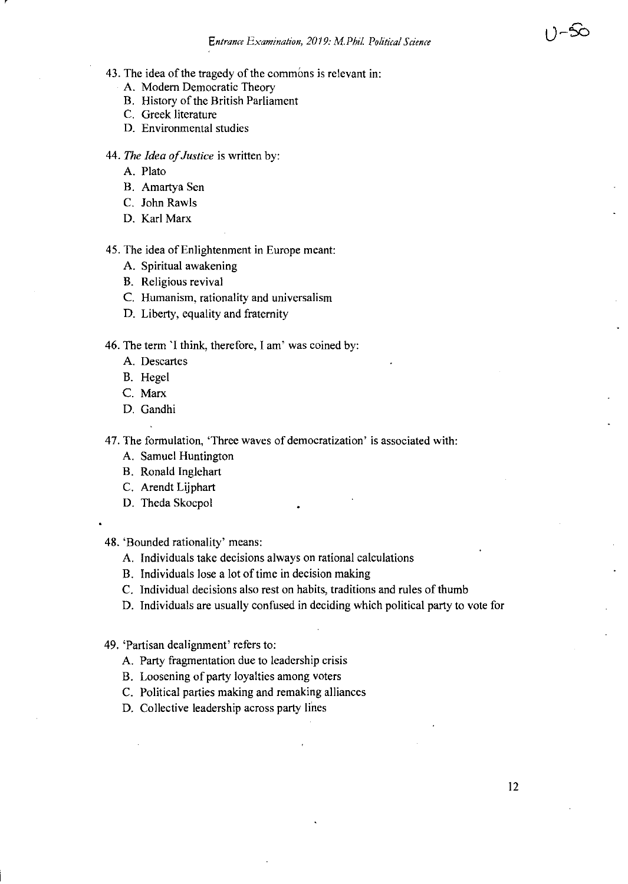43. The idea of the tragedy of the commons is relevant in:
   A. Modern Democratic Theory
   B. History of the British Parliament
   C. Greek literature
   D. Environmental studies

44. *The Idea of Justice* is written by:
   A. Plato
   B. Amartya Sen
   C. John Rawls
   D. Karl Marx

45. The idea of Enlightenment in Europe meant:
   A. Spiritual awakening
   B. Religious revival
   C. Humanism, rationality and universalism
   D. Liberty, equality and fraternity

46. The term 'I think, therefore, I am' was coined by:
   A. Descartes
   B. Hegel
   C. Marx
   D. Gandhi

47. The formulation, 'Three waves of democratization' is associated with:
   A. Samuel Huntington
   B. Ronald Inglehart
   C. Arendt Lijphart
   D. Theda Skocpol

48. 'Bounded rationality' means:
   A. Individuals take decisions always on rational calculations
   B. Individuals lose a lot of time in decision making
   C. Individual decisions also rest on habits, traditions and rules of thumb
   D. Individuals are usually confused in deciding which political party to vote for

49. 'Partisan dealignment' refers to:
   A. Party fragmentation due to leadership crisis
   B. Loosening of party loyalties among voters
   C. Political parties making and remaking alliances
   D. Collective leadership across party lines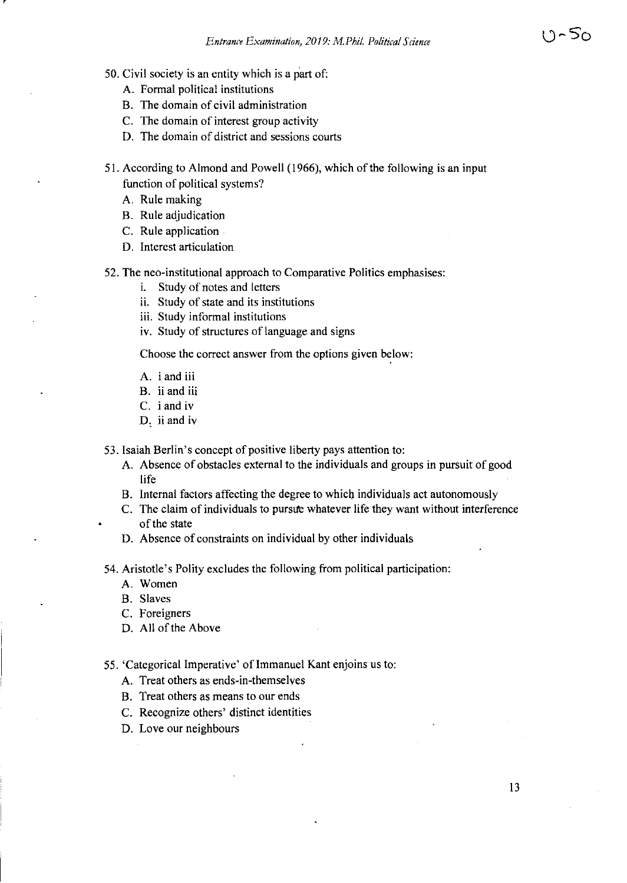50. Civil society is an entity which is a part of:
   A. Formal political institutions
   B. The domain of civil administration
   C. The domain of interest group activity
   D. The domain of district and sessions courts

51. According to Almond and Powell (1966), which of the following is an input function of political systems?
   A. Rule making
   B. Rule adjudication
   C. Rule application
   D. Interest articulation

52. The neo-institutional approach to Comparative Politics emphasises:
   i. Study of notes and letters
   ii. Study of state and its institutions
   iii. Study informal institutions
   iv. Study of structures of language and signs

   Choose the correct answer from the options given below:

   A. i and iii
   B. ii and iii
   C. i and iv
   D. ii and iv

53. Isaiah Berlin's concept of positive liberty pays attention to:
   A. Absence of obstacles external to the individuals and groups in pursuit of good life
   B. Internal factors affecting the degree to which individuals act autonomously
   C. The claim of individuals to pursue whatever life they want without interference of the state
   D. Absence of constraints on individual by other individuals

54. Aristotle's Polity excludes the following from political participation:
   A. Women
   B. Slaves
   C. Foreigners
   D. All of the Above

55. 'Categorical Imperative' of Immanuel Kant enjoins us to:
   A. Treat others as ends-in-themselves
   B. Treat others as means to our ends
   C. Recognize others' distinct identities
   D. Love our neighbours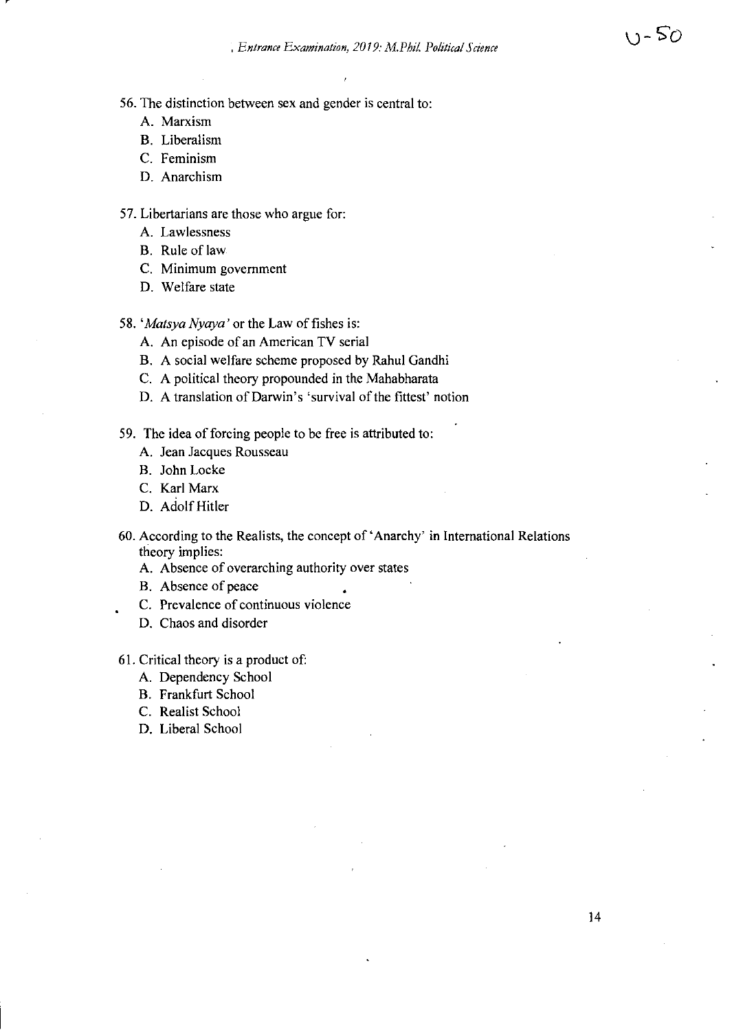56. The distinction between sex and gender is central to:
   - A. Marxism
   - B. Liberalism
   - C. Feminism
   - D. Anarchism

57. Libertarians are those who argue for:
   - A. Lawlessness
   - B. Rule of law
   - C. Minimum government
   - D. Welfare state

58. '*Matsya Nyaya*' or the Law of fishes is:
   - A. An episode of an American TV serial
   - B. A social welfare scheme proposed by Rahul Gandhi
   - C. A political theory propounded in the Mahabharata
   - D. A translation of Darwin's 'survival of the fittest' notion

59. The idea of forcing people to be free is attributed to:
   - A. Jean Jacques Rousseau
   - B. John Locke
   - C. Karl Marx
   - D. Adolf Hitler

60. According to the Realists, the concept of 'Anarchy' in International Relations theory implies:
   - A. Absence of overarching authority over states
   - B. Absence of peace
   - C. Prevalence of continuous violence
   - D. Chaos and disorder

61. Critical theory is a product of:
   - A. Dependency School
   - B. Frankfurt School
   - C. Realist School
   - D. Liberal School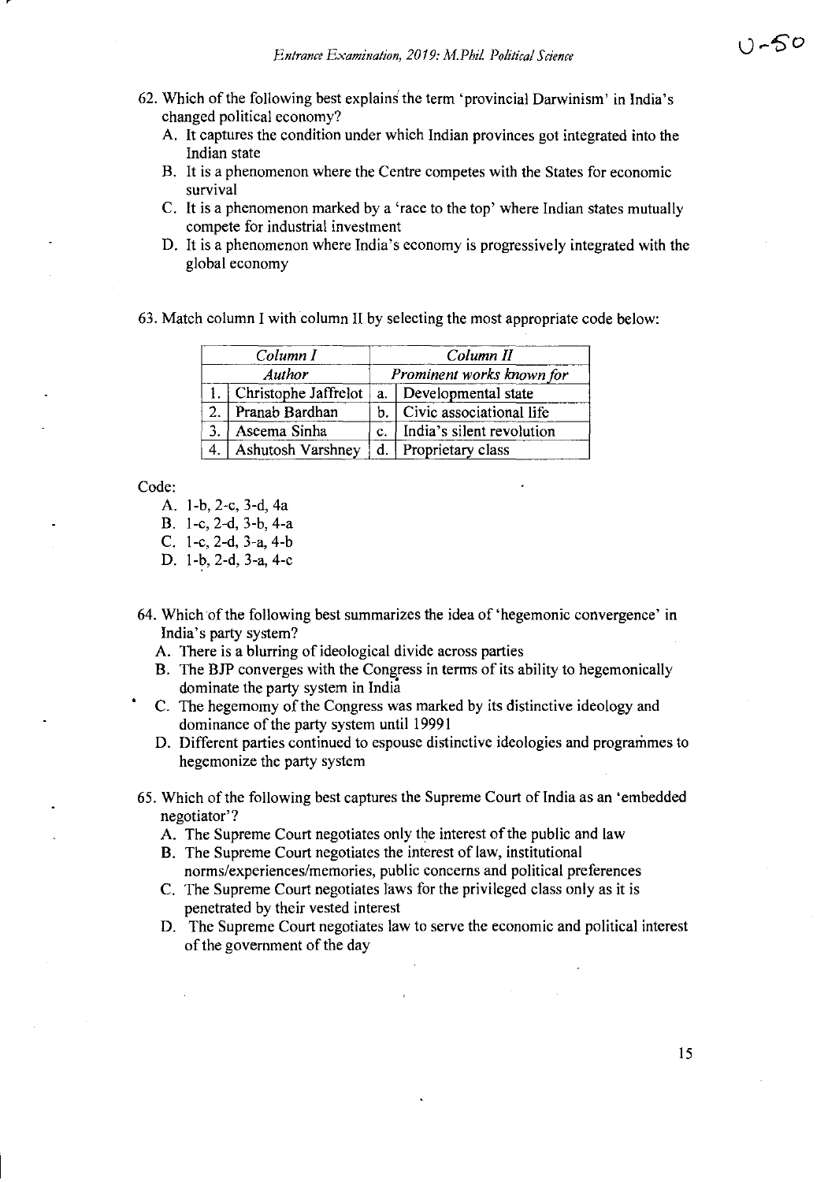62. Which of the following best explains the term 'provincial Darwinism' in India's changed political economy?

    A. It captures the condition under which Indian provinces got integrated into the Indian state
    B. It is a phenomenon where the Centre competes with the States for economic survival
    C. It is a phenomenon marked by a 'race to the top' where Indian states mutually compete for industrial investment
    D. It is a phenomenon where India's economy is progressively integrated with the global economy

63. Match column I with column II by selecting the most appropriate code below:

| *Column I* | | *Column II* | |
|---|---|---|---|
| *Author* | | *Prominent works known for* | |
| 1. | Christophe Jaffrelot | a. | Developmental state |
| 2. | Pranab Bardhan | b. | Civic associational life |
| 3. | Aseema Sinha | c. | India's silent revolution |
| 4. | Ashutosh Varshney | d. | Proprietary class |

Code:

A. 1-b, 2-c, 3-d, 4a
B. 1-c, 2-d, 3-b, 4-a
C. 1-c, 2-d, 3-a, 4-b
D. 1-b, 2-d, 3-a, 4-c

64. Which of the following best summarizes the idea of 'hegemonic convergence' in India's party system?

    A. There is a blurring of ideological divide across parties
    B. The BJP converges with the Congress in terms of its ability to hegemonically dominate the party system in India
    C. The hegemomy of the Congress was marked by its distinctive ideology and dominance of the party system until 19991
    D. Different parties continued to espouse distinctive ideologies and programmes to hegemonize the party system

65. Which of the following best captures the Supreme Court of India as an 'embedded negotiator'?

    A. The Supreme Court negotiates only the interest of the public and law
    B. The Supreme Court negotiates the interest of law, institutional norms/experiences/memories, public concerns and political preferences
    C. The Supreme Court negotiates laws for the privileged class only as it is penetrated by their vested interest
    D. The Supreme Court negotiates law to serve the economic and political interest of the government of the day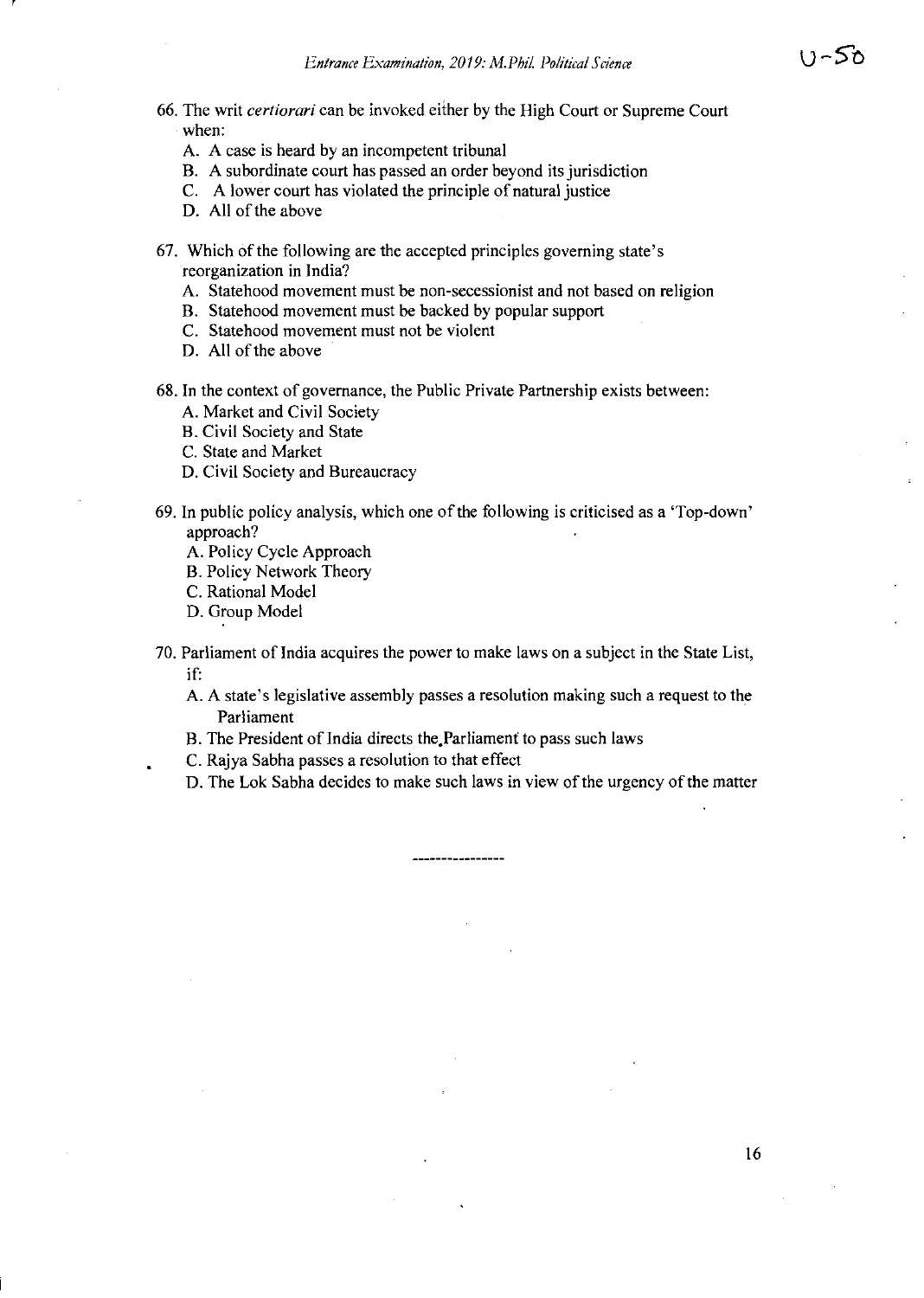66. The writ *certiorari* can be invoked either by the High Court or Supreme Court when:
    A. A case is heard by an incompetent tribunal
    B. A subordinate court has passed an order beyond its jurisdiction
    C. A lower court has violated the principle of natural justice
    D. All of the above

67. Which of the following are the accepted principles governing state's reorganization in India?
    A. Statehood movement must be non-secessionist and not based on religion
    B. Statehood movement must be backed by popular support
    C. Statehood movement must not be violent
    D. All of the above

68. In the context of governance, the Public Private Partnership exists between:
    A. Market and Civil Society
    B. Civil Society and State
    C. State and Market
    D. Civil Society and Bureaucracy

69. In public policy analysis, which one of the following is criticised as a 'Top-down' approach?
    A. Policy Cycle Approach
    B. Policy Network Theory
    C. Rational Model
    D. Group Model

70. Parliament of India acquires the power to make laws on a subject in the State List, if:
    A. A state's legislative assembly passes a resolution making such a request to the Parliament
    B. The President of India directs the Parliament to pass such laws
    C. Rajya Sabha passes a resolution to that effect
    D. The Lok Sabha decides to make such laws in view of the urgency of the matter

----------------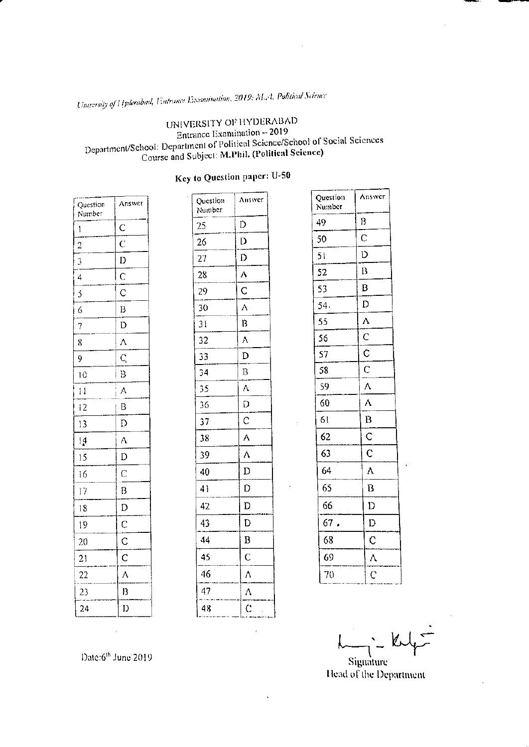*University of Hyderabad, Entrance Examination, 2019: M.A. Political Science*

# UNIVERSITY OF HYDERABAD

Entrance Examination – 2019

Department/School: Department of Political Science/School of Social Sciences

Course and Subject: **M.Phil. (Political Science)**

## Key to Question paper: U-50

| Question Number | Answer |
|---|---|
| 1 | C |
| 2 | C |
| 3 | D |
| 4 | C |
| 5 | C |
| 6 | B |
| 7 | D |
| 8 | A |
| 9 | C |
| 10 | B |
| 11 | A |
| 12 | B |
| 13 | D |
| 14 | A |
| 15 | D |
| 16 | C |
| 17 | B |
| 18 | D |
| 19 | C |
| 20 | C |
| 21 | C |
| 22 | A |
| 23 | B |
| 24 | D |

| Question Number | Answer |
|---|---|
| 25 | D |
| 26 | D |
| 27 | D |
| 28 | A |
| 29 | C |
| 30 | A |
| 31 | B |
| 32 | A |
| 33 | D |
| 34 | B |
| 35 | A |
| 36 | D |
| 37 | C |
| 38 | A |
| 39 | A |
| 40 | D |
| 41 | D |
| 42 | D |
| 43 | D |
| 44 | B |
| 45 | C |
| 46 | A |
| 47 | A |
| 48 | C |

| Question Number | Answer |
|---|---|
| 49 | B |
| 50 | C |
| 51 | D |
| 52 | B |
| 53 | B |
| 54. | D |
| 55 | A |
| 56 | C |
| 57 | C |
| 58 | C |
| 59 | A |
| 60 | A |
| 61 | B |
| 62 | C |
| 63 | C |
| 64 | A |
| 65 | B |
| 66 | D |
| 67. | D |
| 68 | C |
| 69 | A |
| 70 | C |

Date: 6th June 2019

Signature
Head of the Department